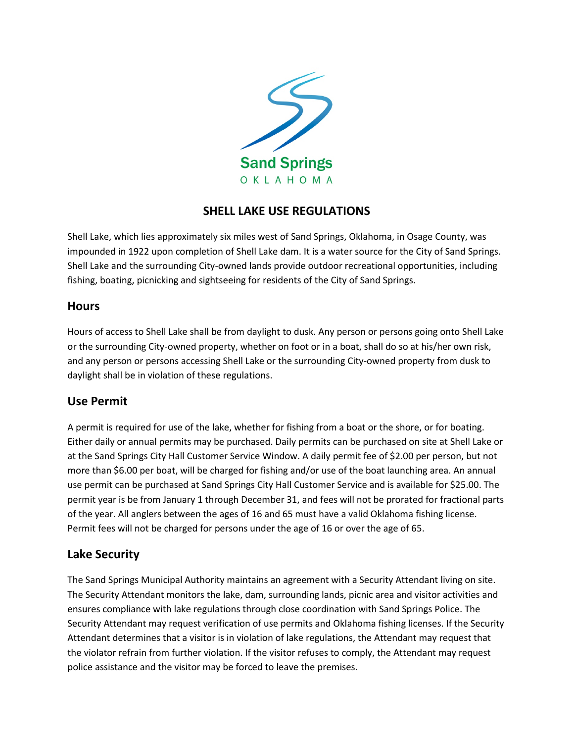Sand Springs
OKLAHOMA

# SHELL LAKE USE REGULATIONS

Shell Lake, which lies approximately six miles west of Sand Springs, Oklahoma, in Osage County, was impounded in 1922 upon completion of Shell Lake dam. It is a water source for the City of Sand Springs. Shell Lake and the surrounding City-owned lands provide outdoor recreational opportunities, including fishing, boating, picnicking and sightseeing for residents of the City of Sand Springs.

## Hours

Hours of access to Shell Lake shall be from daylight to dusk. Any person or persons going onto Shell Lake or the surrounding City-owned property, whether on foot or in a boat, shall do so at his/her own risk, and any person or persons accessing Shell Lake or the surrounding City-owned property from dusk to daylight shall be in violation of these regulations.

## Use Permit

A permit is required for use of the lake, whether for fishing from a boat or the shore, or for boating. Either daily or annual permits may be purchased. Daily permits can be purchased on site at Shell Lake or at the Sand Springs City Hall Customer Service Window. A daily permit fee of $2.00 per person, but not more than $6.00 per boat, will be charged for fishing and/or use of the boat launching area. An annual use permit can be purchased at Sand Springs City Hall Customer Service and is available for $25.00. The permit year is be from January 1 through December 31, and fees will not be prorated for fractional parts of the year. All anglers between the ages of 16 and 65 must have a valid Oklahoma fishing license. Permit fees will not be charged for persons under the age of 16 or over the age of 65.

## Lake Security

The Sand Springs Municipal Authority maintains an agreement with a Security Attendant living on site. The Security Attendant monitors the lake, dam, surrounding lands, picnic area and visitor activities and ensures compliance with lake regulations through close coordination with Sand Springs Police. The Security Attendant may request verification of use permits and Oklahoma fishing licenses. If the Security Attendant determines that a visitor is in violation of lake regulations, the Attendant may request that the violator refrain from further violation. If the visitor refuses to comply, the Attendant may request police assistance and the visitor may be forced to leave the premises.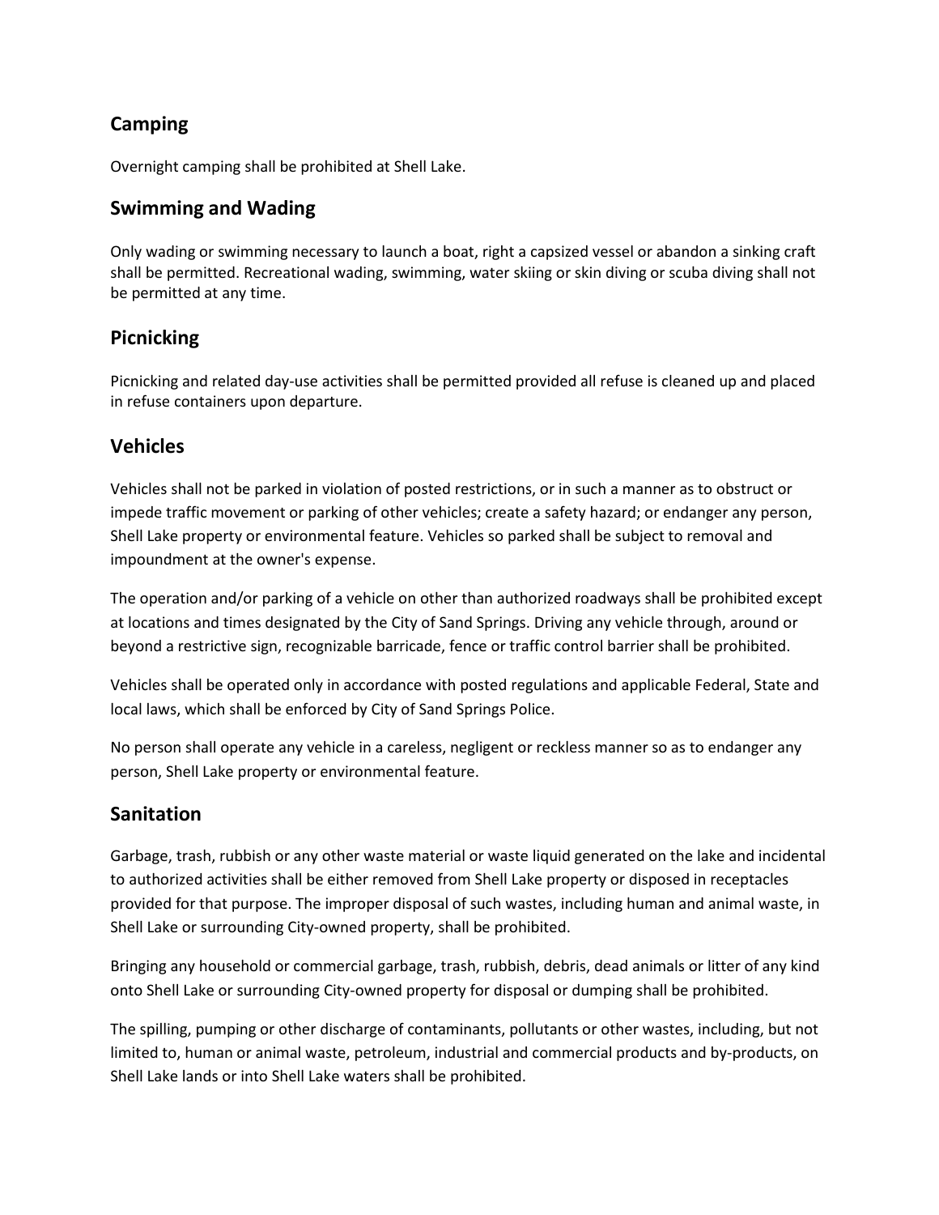## Camping

Overnight camping shall be prohibited at Shell Lake.

## Swimming and Wading

Only wading or swimming necessary to launch a boat, right a capsized vessel or abandon a sinking craft shall be permitted. Recreational wading, swimming, water skiing or skin diving or scuba diving shall not be permitted at any time.

## Picnicking

Picnicking and related day-use activities shall be permitted provided all refuse is cleaned up and placed in refuse containers upon departure.

## Vehicles

Vehicles shall not be parked in violation of posted restrictions, or in such a manner as to obstruct or impede traffic movement or parking of other vehicles; create a safety hazard; or endanger any person, Shell Lake property or environmental feature. Vehicles so parked shall be subject to removal and impoundment at the owner's expense.

The operation and/or parking of a vehicle on other than authorized roadways shall be prohibited except at locations and times designated by the City of Sand Springs. Driving any vehicle through, around or beyond a restrictive sign, recognizable barricade, fence or traffic control barrier shall be prohibited.

Vehicles shall be operated only in accordance with posted regulations and applicable Federal, State and local laws, which shall be enforced by City of Sand Springs Police.

No person shall operate any vehicle in a careless, negligent or reckless manner so as to endanger any person, Shell Lake property or environmental feature.

## Sanitation

Garbage, trash, rubbish or any other waste material or waste liquid generated on the lake and incidental to authorized activities shall be either removed from Shell Lake property or disposed in receptacles provided for that purpose. The improper disposal of such wastes, including human and animal waste, in Shell Lake or surrounding City-owned property, shall be prohibited.

Bringing any household or commercial garbage, trash, rubbish, debris, dead animals or litter of any kind onto Shell Lake or surrounding City-owned property for disposal or dumping shall be prohibited.

The spilling, pumping or other discharge of contaminants, pollutants or other wastes, including, but not limited to, human or animal waste, petroleum, industrial and commercial products and by-products, on Shell Lake lands or into Shell Lake waters shall be prohibited.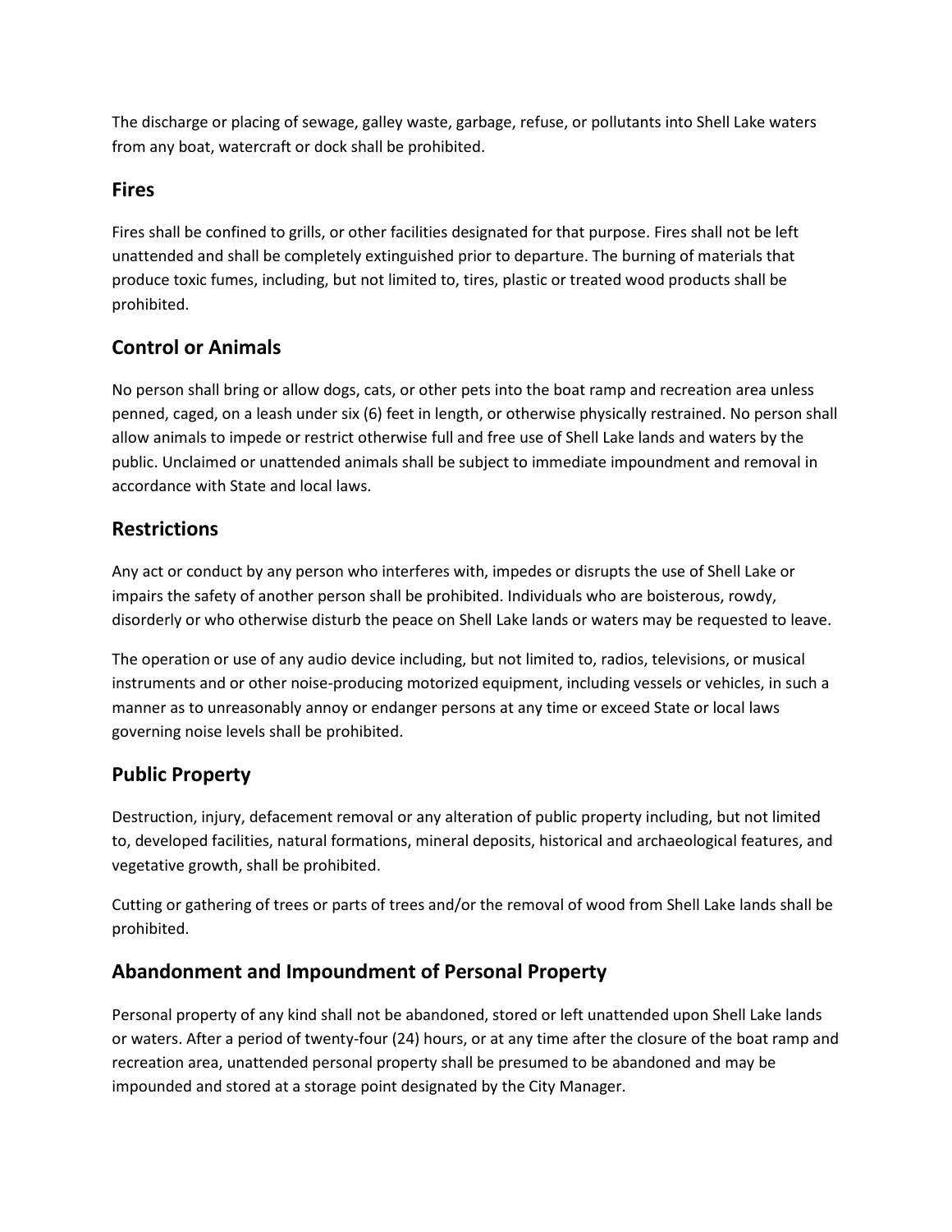The discharge or placing of sewage, galley waste, garbage, refuse, or pollutants into Shell Lake waters from any boat, watercraft or dock shall be prohibited.

## Fires

Fires shall be confined to grills, or other facilities designated for that purpose. Fires shall not be left unattended and shall be completely extinguished prior to departure. The burning of materials that produce toxic fumes, including, but not limited to, tires, plastic or treated wood products shall be prohibited.

## Control or Animals

No person shall bring or allow dogs, cats, or other pets into the boat ramp and recreation area unless penned, caged, on a leash under six (6) feet in length, or otherwise physically restrained. No person shall allow animals to impede or restrict otherwise full and free use of Shell Lake lands and waters by the public. Unclaimed or unattended animals shall be subject to immediate impoundment and removal in accordance with State and local laws.

## Restrictions

Any act or conduct by any person who interferes with, impedes or disrupts the use of Shell Lake or impairs the safety of another person shall be prohibited. Individuals who are boisterous, rowdy, disorderly or who otherwise disturb the peace on Shell Lake lands or waters may be requested to leave.

The operation or use of any audio device including, but not limited to, radios, televisions, or musical instruments and or other noise-producing motorized equipment, including vessels or vehicles, in such a manner as to unreasonably annoy or endanger persons at any time or exceed State or local laws governing noise levels shall be prohibited.

## Public Property

Destruction, injury, defacement removal or any alteration of public property including, but not limited to, developed facilities, natural formations, mineral deposits, historical and archaeological features, and vegetative growth, shall be prohibited.

Cutting or gathering of trees or parts of trees and/or the removal of wood from Shell Lake lands shall be prohibited.

## Abandonment and Impoundment of Personal Property

Personal property of any kind shall not be abandoned, stored or left unattended upon Shell Lake lands or waters. After a period of twenty-four (24) hours, or at any time after the closure of the boat ramp and recreation area, unattended personal property shall be presumed to be abandoned and may be impounded and stored at a storage point designated by the City Manager.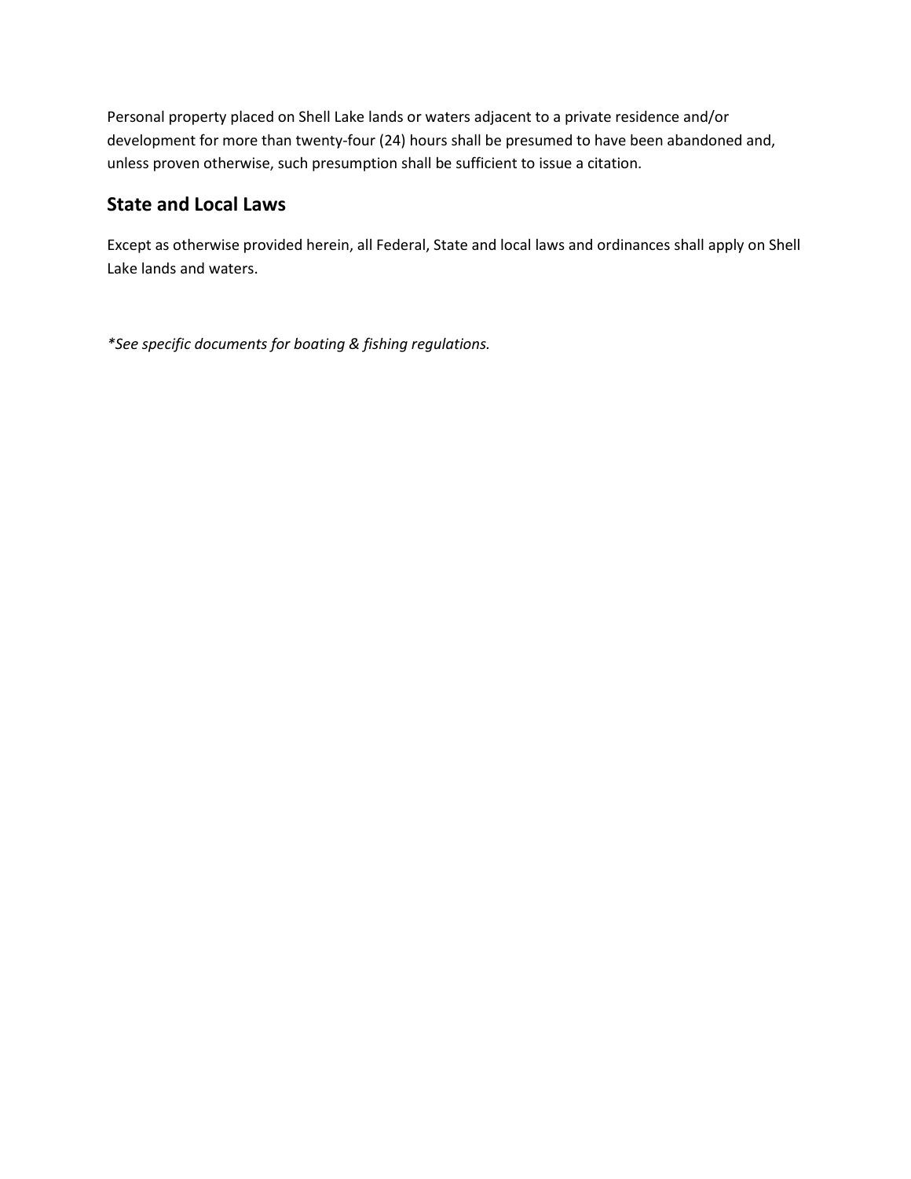Personal property placed on Shell Lake lands or waters adjacent to a private residence and/or development for more than twenty-four (24) hours shall be presumed to have been abandoned and, unless proven otherwise, such presumption shall be sufficient to issue a citation.

## State and Local Laws

Except as otherwise provided herein, all Federal, State and local laws and ordinances shall apply on Shell Lake lands and waters.

*\*See specific documents for boating & fishing regulations.*